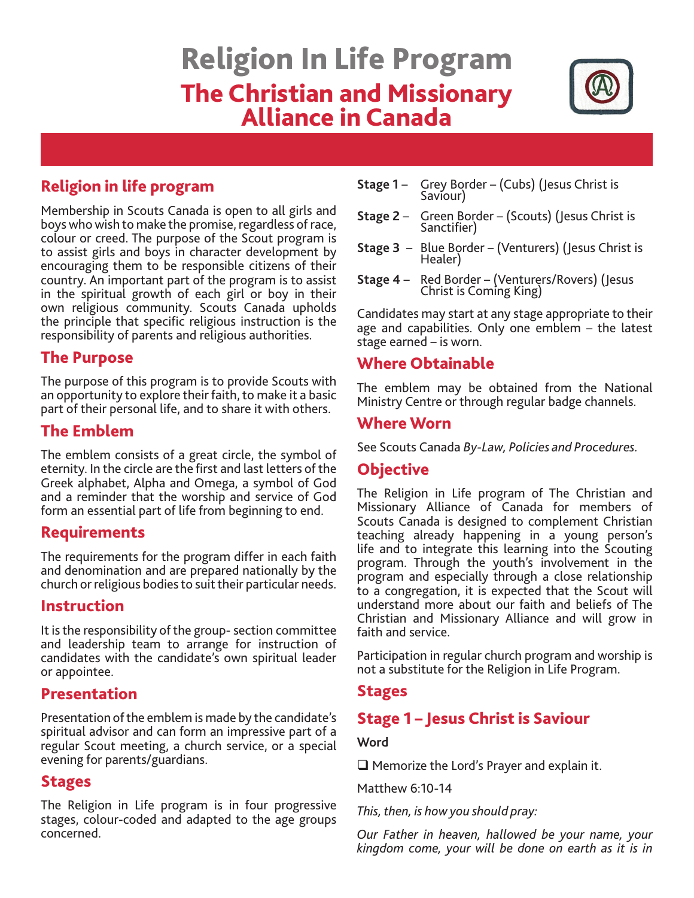# Religion In Life Program

## The Christian and Missionary Alliance in Canada

### Religion in life program

Membership in Scouts Canada is open to all girls and boys who wish to make the promise, regardless of race, colour or creed. The purpose of the Scout program is to assist girls and boys in character development by encouraging them to be responsible citizens of their country. An important part of the program is to assist in the spiritual growth of each girl or boy in their own religious community. Scouts Canada upholds the principle that specific religious instruction is the responsibility of parents and religious authorities.

### The Purpose

The purpose of this program is to provide Scouts with an opportunity to explore their faith, to make it a basic part of their personal life, and to share it with others.

### The Emblem

The emblem consists of a great circle, the symbol of eternity. In the circle are the first and last letters of the Greek alphabet, Alpha and Omega, a symbol of God and a reminder that the worship and service of God form an essential part of life from beginning to end.

### Requirements

The requirements for the program differ in each faith and denomination and are prepared nationally by the church or religious bodies to suit their particular needs.

### Instruction

It is the responsibility of the group- section committee and leadership team to arrange for instruction of candidates with the candidate's own spiritual leader or appointee.

### Presentation

Presentation of the emblem is made by the candidate's spiritual advisor and can form an impressive part of a regular Scout meeting, a church service, or a special evening for parents/guardians.

### Stages

The Religion in Life program is in four progressive stages, colour-coded and adapted to the age groups concerned.

**Stage 1** – Grey Border – (Cubs) (Jesus Christ is Saviour)

**Stage 2** – Green Border – (Scouts) (Jesus Christ is Sanctifier)

**Stage 3** – Blue Border – (Venturers) (Jesus Christ is Healer)

**Stage 4** – Red Border – (Venturers/Rovers) (Jesus Christ is Coming King)

Candidates may start at any stage appropriate to their age and capabilities. Only one emblem – the latest stage earned – is worn.

### Where Obtainable

The emblem may be obtained from the National Ministry Centre or through regular badge channels.

### Where Worn

See Scouts Canada *By-Law, Policies and Procedures*.

### Objective

The Religion in Life program of The Christian and Missionary Alliance of Canada for members of Scouts Canada is designed to complement Christian teaching already happening in a young person's life and to integrate this learning into the Scouting program. Through the youth's involvement in the program and especially through a close relationship to a congregation, it is expected that the Scout will understand more about our faith and beliefs of The Christian and Missionary Alliance and will grow in faith and service.

Participation in regular church program and worship is not a substitute for the Religion in Life Program.

### Stages

### Stage 1 – Jesus Christ is Saviour

**Word**

❑ Memorize the Lord's Prayer and explain it.

Matthew 6:10-14

*This, then, is how you should pray:*

*Our Father in heaven, hallowed be your name, your kingdom come, your will be done on earth as it is in*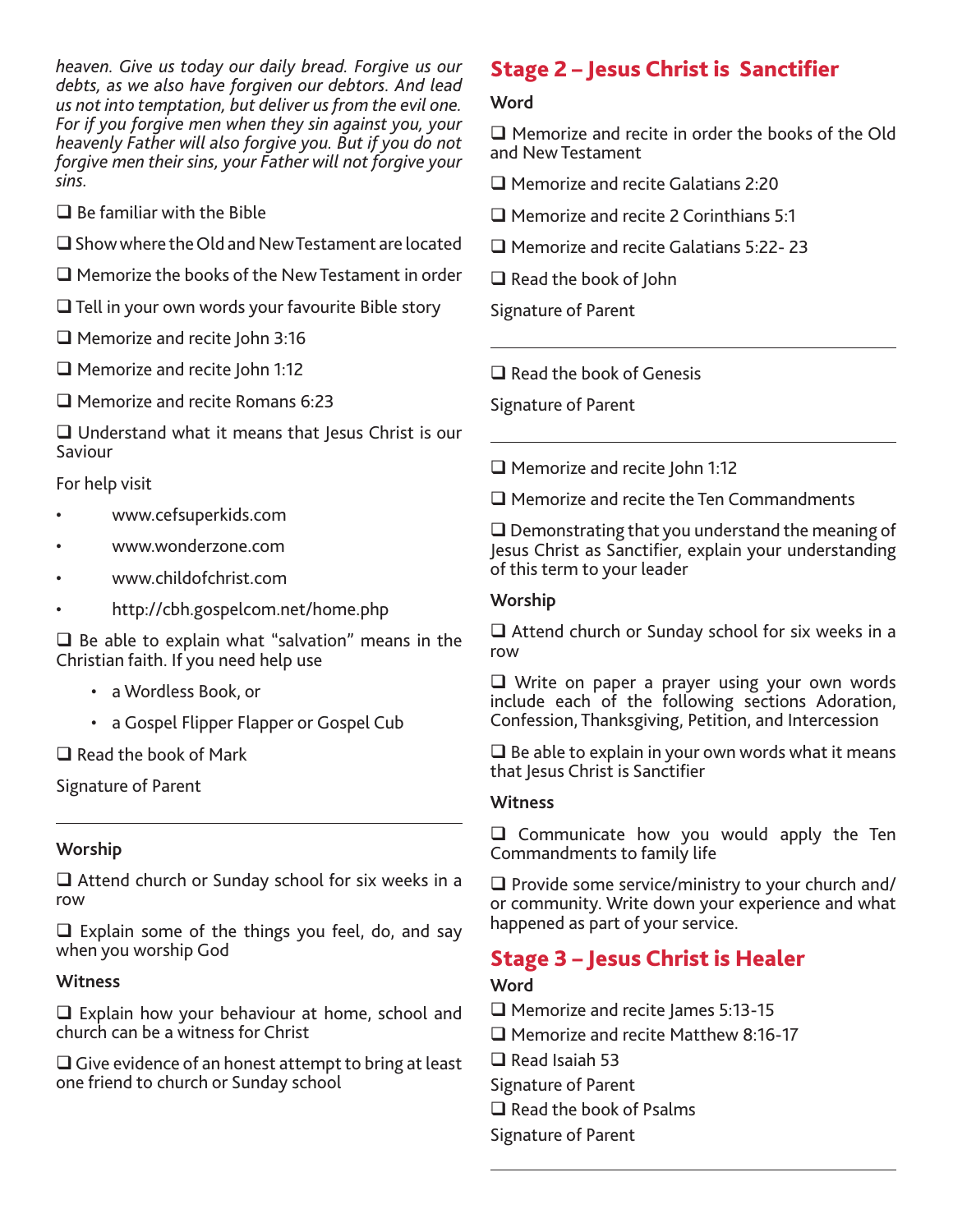*heaven. Give us today our daily bread. Forgive us our debts, as we also have forgiven our debtors. And lead us not into temptation, but deliver us from the evil one. For if you forgive men when they sin against you, your heavenly Father will also forgive you. But if you do not forgive men their sins, your Father will not forgive your sins.*

❑ Be familiar with the Bible

❑ Show where the Old and New Testament are located

❑ Memorize the books of the New Testament in order

❑ Tell in your own words your favourite Bible story

❑ Memorize and recite John 3:16

❑ Memorize and recite John 1:12

❑ Memorize and recite Romans 6:23

❑ Understand what it means that Jesus Christ is our Saviour

For help visit

- www.cefsuperkids.com
- www.wonderzone.com
- www.childofchrist.com
- http://cbh.gospelcom.net/home.php

❑ Be able to explain what “salvation” means in the Christian faith. If you need help use

- a Wordless Book, or
- a Gospel Flipper Flapper or Gospel Cub

❑ Read the book of Mark

Signature of Parent

---

**Worship**

❑ Attend church or Sunday school for six weeks in a row

❑ Explain some of the things you feel, do, and say when you worship God

**Witness**

❑ Explain how your behaviour at home, school and church can be a witness for Christ

❑ Give evidence of an honest attempt to bring at least one friend to church or Sunday school

## Stage 2 – Jesus Christ is Sanctifier

**Word**

❑ Memorize and recite in order the books of the Old and New Testament

❑ Memorize and recite Galatians 2:20

❑ Memorize and recite 2 Corinthians 5:1

❑ Memorize and recite Galatians 5:22- 23

❑ Read the book of John

Signature of Parent

---

❑ Read the book of Genesis

Signature of Parent

---

❑ Memorize and recite John 1:12

❑ Memorize and recite the Ten Commandments

❑ Demonstrating that you understand the meaning of Jesus Christ as Sanctifier, explain your understanding of this term to your leader

**Worship**

❑ Attend church or Sunday school for six weeks in a row

❑ Write on paper a prayer using your own words include each of the following sections Adoration, Confession, Thanksgiving, Petition, and Intercession

❑ Be able to explain in your own words what it means that Jesus Christ is Sanctifier

**Witness**

❑ Communicate how you would apply the Ten Commandments to family life

❑ Provide some service/ministry to your church and/or community. Write down your experience and what happened as part of your service.

## Stage 3 – Jesus Christ is Healer

**Word**

❑ Memorize and recite James 5:13-15

❑ Memorize and recite Matthew 8:16-17

❑ Read Isaiah 53

Signature of Parent

❑ Read the book of Psalms

Signature of Parent

---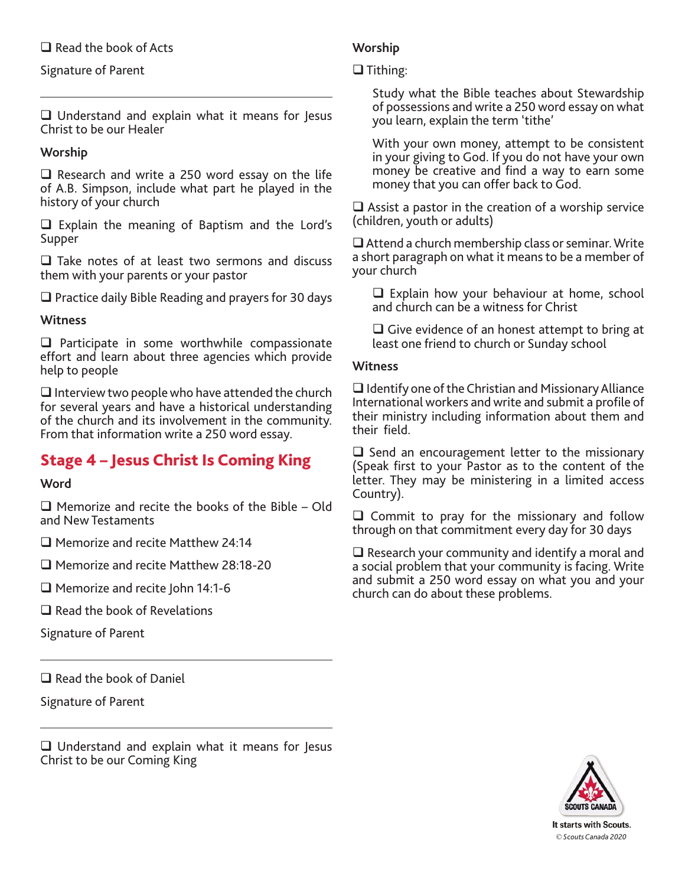❑ Read the book of Acts

Signature of Parent

---

❑ Understand and explain what it means for Jesus Christ to be our Healer

**Worship**

❑ Research and write a 250 word essay on the life of A.B. Simpson, include what part he played in the history of your church

❑ Explain the meaning of Baptism and the Lord's Supper

❑ Take notes of at least two sermons and discuss them with your parents or your pastor

❑ Practice daily Bible Reading and prayers for 30 days

**Witness**

❑ Participate in some worthwhile compassionate effort and learn about three agencies which provide help to people

❑ Interview two people who have attended the church for several years and have a historical understanding of the church and its involvement in the community. From that information write a 250 word essay.

## Stage 4 – Jesus Christ Is Coming King

**Word**

❑ Memorize and recite the books of the Bible – Old and New Testaments

❑ Memorize and recite Matthew 24:14

❑ Memorize and recite Matthew 28:18-20

❑ Memorize and recite John 14:1-6

❑ Read the book of Revelations

Signature of Parent

---

❑ Read the book of Daniel

Signature of Parent

---

❑ Understand and explain what it means for Jesus Christ to be our Coming King

**Worship**

❑ Tithing:

Study what the Bible teaches about Stewardship of possessions and write a 250 word essay on what you learn, explain the term 'tithe'

With your own money, attempt to be consistent in your giving to God. If you do not have your own money be creative and find a way to earn some money that you can offer back to God.

❑ Assist a pastor in the creation of a worship service (children, youth or adults)

❑ Attend a church membership class or seminar. Write a short paragraph on what it means to be a member of your church

❑ Explain how your behaviour at home, school and church can be a witness for Christ

❑ Give evidence of an honest attempt to bring at least one friend to church or Sunday school

**Witness**

❑ Identify one of the Christian and Missionary Alliance International workers and write and submit a profile of their ministry including information about them and their field.

❑ Send an encouragement letter to the missionary (Speak first to your Pastor as to the content of the letter. They may be ministering in a limited access Country).

❑ Commit to pray for the missionary and follow through on that commitment every day for 30 days

❑ Research your community and identify a moral and a social problem that your community is facing. Write and submit a 250 word essay on what you and your church can do about these problems.

SCOUTS CANADA

It starts with Scouts.

© Scouts Canada 2020